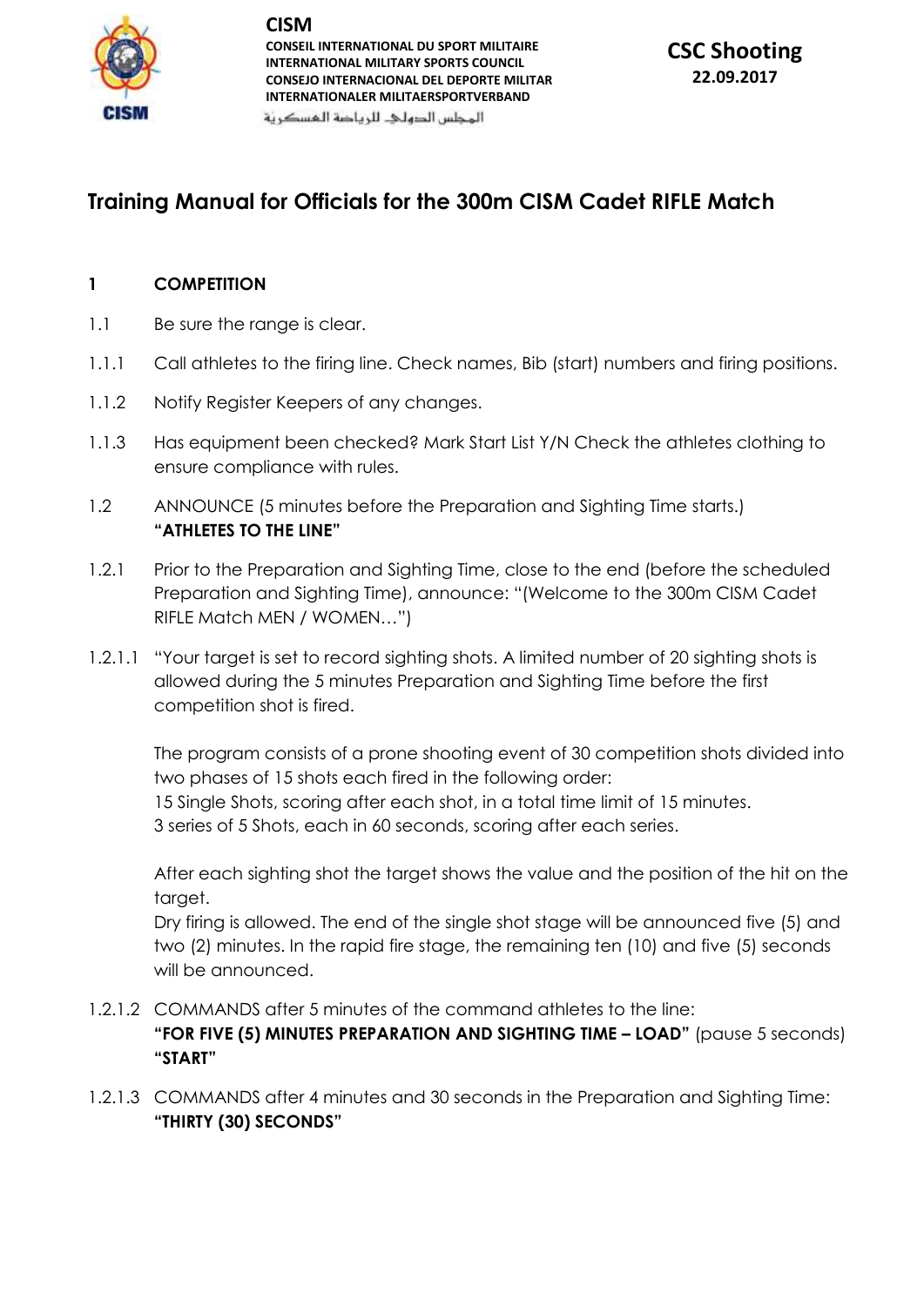**CISM**
**CONSEIL INTERNATIONAL DU SPORT MILITAIRE**
**INTERNATIONAL MILITARY SPORTS COUNCIL**
**CONSEJO INTERNACIONAL DEL DEPORTE MILITAR**
**INTERNATIONALER MILITAERSPORTVERBAND**
المجلس الدولي للرياضة العسكرية

**CSC Shooting**
**22.09.2017**

# Training Manual for Officials for the 300m CISM Cadet RIFLE Match

## 1 COMPETITION

1.1 Be sure the range is clear.

1.1.1 Call athletes to the firing line. Check names, Bib (start) numbers and firing positions.

1.1.2 Notify Register Keepers of any changes.

1.1.3 Has equipment been checked? Mark Start List Y/N Check the athletes clothing to ensure compliance with rules.

1.2 ANNOUNCE (5 minutes before the Preparation and Sighting Time starts.)
**"ATHLETES TO THE LINE"**

1.2.1 Prior to the Preparation and Sighting Time, close to the end (before the scheduled Preparation and Sighting Time), announce: "(Welcome to the 300m CISM Cadet RIFLE Match MEN / WOMEN…")

1.2.1.1 "Your target is set to record sighting shots. A limited number of 20 sighting shots is allowed during the 5 minutes Preparation and Sighting Time before the first competition shot is fired.

The program consists of a prone shooting event of 30 competition shots divided into two phases of 15 shots each fired in the following order:
15 Single Shots, scoring after each shot, in a total time limit of 15 minutes.
3 series of 5 Shots, each in 60 seconds, scoring after each series.

After each sighting shot the target shows the value and the position of the hit on the target.
Dry firing is allowed. The end of the single shot stage will be announced five (5) and two (2) minutes. In the rapid fire stage, the remaining ten (10) and five (5) seconds will be announced.

1.2.1.2 COMMANDS after 5 minutes of the command athletes to the line:
**"FOR FIVE (5) MINUTES PREPARATION AND SIGHTING TIME – LOAD"** (pause 5 seconds)
**"START"**

1.2.1.3 COMMANDS after 4 minutes and 30 seconds in the Preparation and Sighting Time:
**"THIRTY (30) SECONDS"**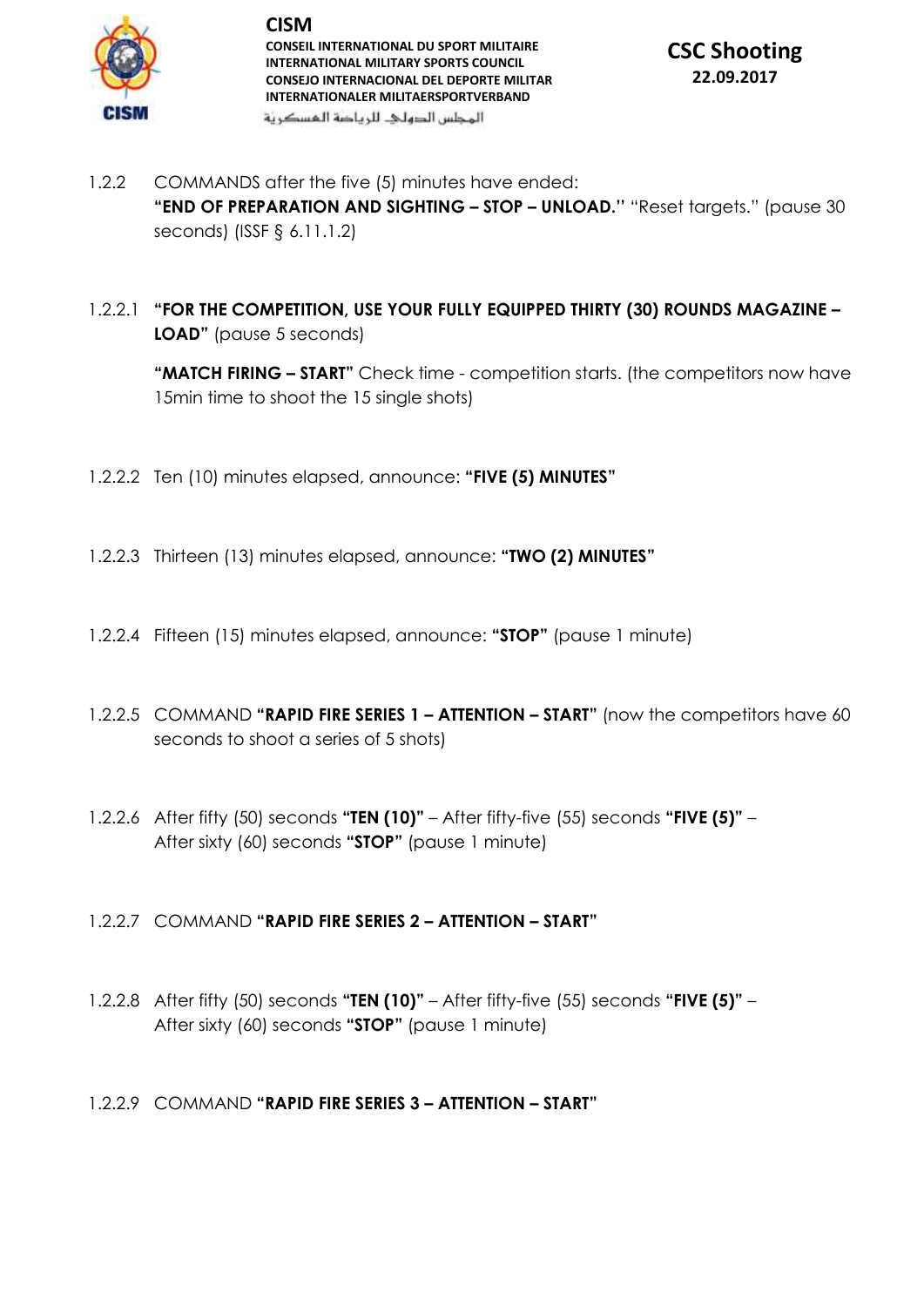1.2.2 COMMANDS after the five (5) minutes have ended: **"END OF PREPARATION AND SIGHTING – STOP – UNLOAD."** "Reset targets." (pause 30 seconds) (ISSF § 6.11.1.2)

1.2.2.1 **"FOR THE COMPETITION, USE YOUR FULLY EQUIPPED THIRTY (30) ROUNDS MAGAZINE – LOAD"** (pause 5 seconds)

**"MATCH FIRING – START"** Check time - competition starts. (the competitors now have 15min time to shoot the 15 single shots)

1.2.2.2 Ten (10) minutes elapsed, announce: **"FIVE (5) MINUTES"**

1.2.2.3 Thirteen (13) minutes elapsed, announce: **"TWO (2) MINUTES"**

1.2.2.4 Fifteen (15) minutes elapsed, announce: **"STOP"** (pause 1 minute)

1.2.2.5 COMMAND **"RAPID FIRE SERIES 1 – ATTENTION – START"** (now the competitors have 60 seconds to shoot a series of 5 shots)

1.2.2.6 After fifty (50) seconds **"TEN (10)"** – After fifty-five (55) seconds **"FIVE (5)"** – After sixty (60) seconds **"STOP"** (pause 1 minute)

1.2.2.7 COMMAND **"RAPID FIRE SERIES 2 – ATTENTION – START"**

1.2.2.8 After fifty (50) seconds **"TEN (10)"** – After fifty-five (55) seconds **"FIVE (5)"** – After sixty (60) seconds **"STOP"** (pause 1 minute)

1.2.2.9 COMMAND **"RAPID FIRE SERIES 3 – ATTENTION – START"**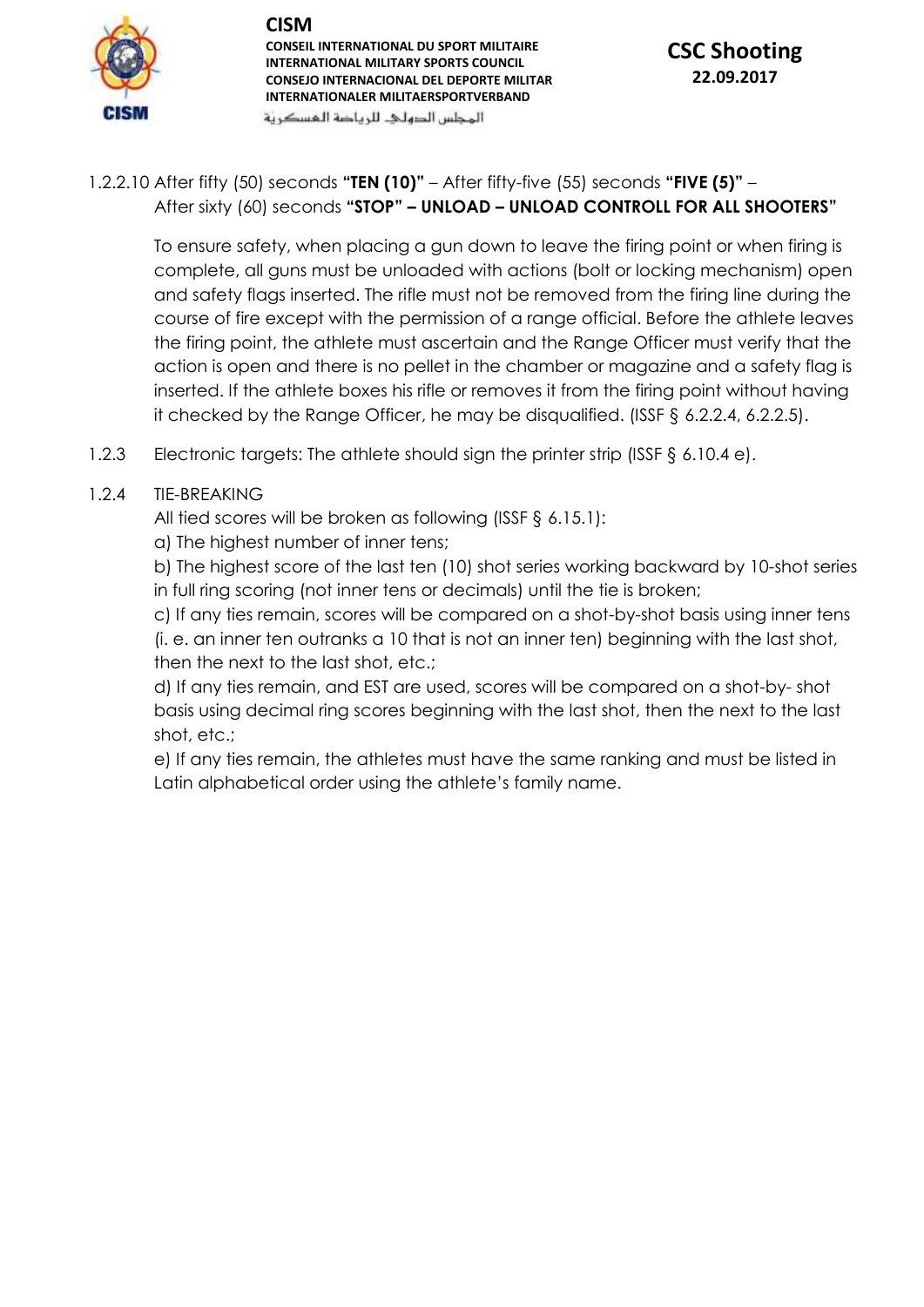1.2.2.10 After fifty (50) seconds **"TEN (10)"** – After fifty-five (55) seconds **"FIVE (5)"** – After sixty (60) seconds **"STOP" – UNLOAD – UNLOAD CONTROLL FOR ALL SHOOTERS"**

To ensure safety, when placing a gun down to leave the firing point or when firing is complete, all guns must be unloaded with actions (bolt or locking mechanism) open and safety flags inserted. The rifle must not be removed from the firing line during the course of fire except with the permission of a range official. Before the athlete leaves the firing point, the athlete must ascertain and the Range Officer must verify that the action is open and there is no pellet in the chamber or magazine and a safety flag is inserted. If the athlete boxes his rifle or removes it from the firing point without having it checked by the Range Officer, he may be disqualified. (ISSF § 6.2.2.4, 6.2.2.5).

1.2.3 Electronic targets: The athlete should sign the printer strip (ISSF § 6.10.4 e).

1.2.4 TIE-BREAKING

All tied scores will be broken as following (ISSF § 6.15.1):

a) The highest number of inner tens;

b) The highest score of the last ten (10) shot series working backward by 10-shot series in full ring scoring (not inner tens or decimals) until the tie is broken;

c) If any ties remain, scores will be compared on a shot-by-shot basis using inner tens (i. e. an inner ten outranks a 10 that is not an inner ten) beginning with the last shot, then the next to the last shot, etc.;

d) If any ties remain, and EST are used, scores will be compared on a shot-by- shot basis using decimal ring scores beginning with the last shot, then the next to the last shot, etc.;

e) If any ties remain, the athletes must have the same ranking and must be listed in Latin alphabetical order using the athlete's family name.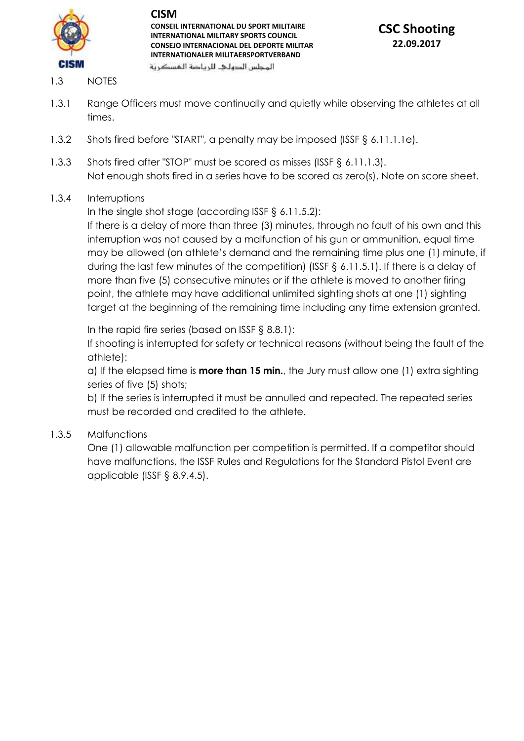## 1.3 NOTES

1.3.1 Range Officers must move continually and quietly while observing the athletes at all times.

1.3.2 Shots fired before "START", a penalty may be imposed (ISSF § 6.11.1.1e).

1.3.3 Shots fired after "STOP" must be scored as misses (ISSF § 6.11.1.3).
Not enough shots fired in a series have to be scored as zero(s). Note on score sheet.

1.3.4 Interruptions

In the single shot stage (according ISSF § 6.11.5.2):
If there is a delay of more than three (3) minutes, through no fault of his own and this interruption was not caused by a malfunction of his gun or ammunition, equal time may be allowed (on athlete's demand and the remaining time plus one (1) minute, if during the last few minutes of the competition) (ISSF § 6.11.5.1). If there is a delay of more than five (5) consecutive minutes or if the athlete is moved to another firing point, the athlete may have additional unlimited sighting shots at one (1) sighting target at the beginning of the remaining time including any time extension granted.

In the rapid fire series (based on ISSF § 8.8.1):
If shooting is interrupted for safety or technical reasons (without being the fault of the athlete):
a) If the elapsed time is **more than 15 min.**, the Jury must allow one (1) extra sighting series of five (5) shots;
b) If the series is interrupted it must be annulled and repeated. The repeated series must be recorded and credited to the athlete.

1.3.5 Malfunctions

One (1) allowable malfunction per competition is permitted. If a competitor should have malfunctions, the ISSF Rules and Regulations for the Standard Pistol Event are applicable (ISSF § 8.9.4.5).